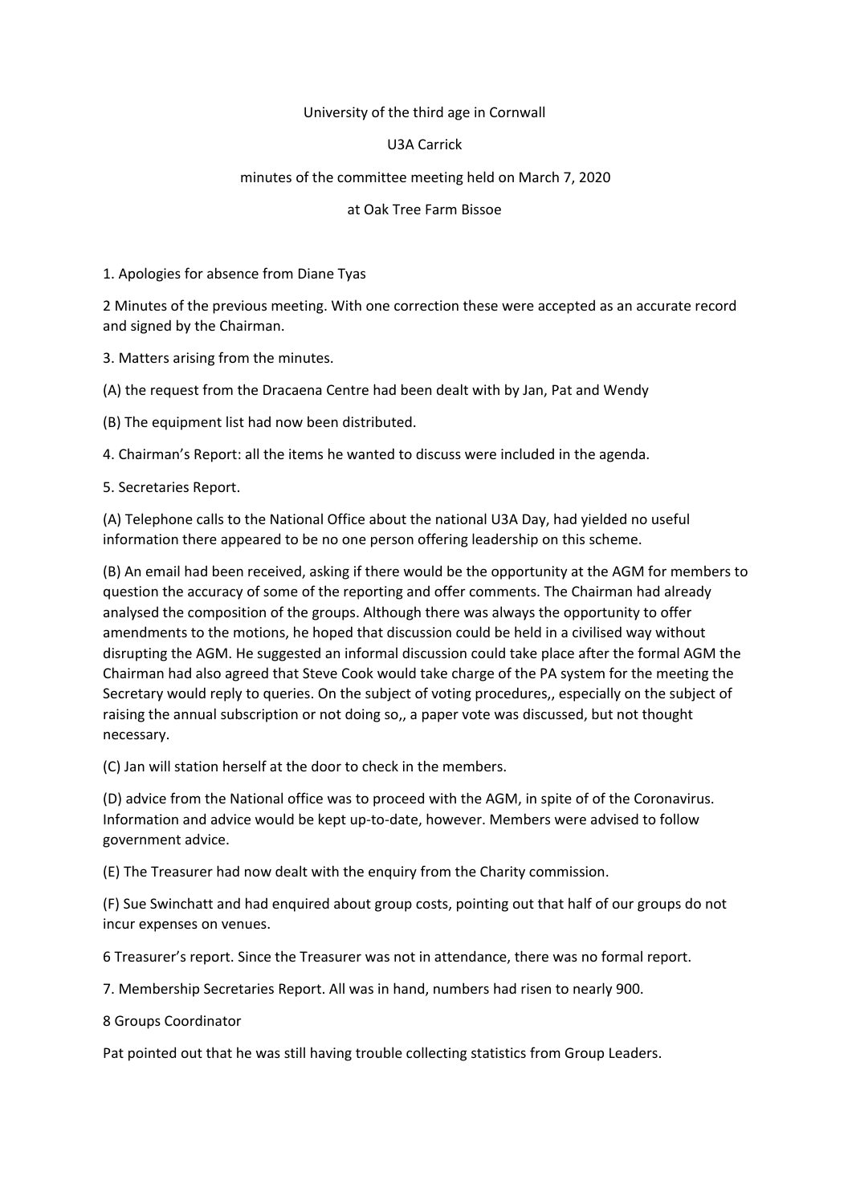University of the third age in Cornwall

U3A Carrick

minutes of the committee meeting held on March 7, 2020

at Oak Tree Farm Bissoe

1. Apologies for absence from Diane Tyas

2 Minutes of the previous meeting. With one correction these were accepted as an accurate record and signed by the Chairman.

3. Matters arising from the minutes.

(A) the request from the Dracaena Centre had been dealt with by Jan, Pat and Wendy

(B) The equipment list had now been distributed.

4. Chairman's Report: all the items he wanted to discuss were included in the agenda.

5. Secretaries Report.

(A) Telephone calls to the National Office about the national U3A Day, had yielded no useful information there appeared to be no one person offering leadership on this scheme.

(B) An email had been received, asking if there would be the opportunity at the AGM for members to question the accuracy of some of the reporting and offer comments. The Chairman had already analysed the composition of the groups. Although there was always the opportunity to offer amendments to the motions, he hoped that discussion could be held in a civilised way without disrupting the AGM. He suggested an informal discussion could take place after the formal AGM the Chairman had also agreed that Steve Cook would take charge of the PA system for the meeting the Secretary would reply to queries. On the subject of voting procedures,, especially on the subject of raising the annual subscription or not doing so,, a paper vote was discussed, but not thought necessary.

(C) Jan will station herself at the door to check in the members.

(D) advice from the National office was to proceed with the AGM, in spite of of the Coronavirus. Information and advice would be kept up-to-date, however. Members were advised to follow government advice.

(E) The Treasurer had now dealt with the enquiry from the Charity commission.

(F) Sue Swinchatt and had enquired about group costs, pointing out that half of our groups do not incur expenses on venues.

6 Treasurer's report. Since the Treasurer was not in attendance, there was no formal report.

7. Membership Secretaries Report. All was in hand, numbers had risen to nearly 900.

8 Groups Coordinator

Pat pointed out that he was still having trouble collecting statistics from Group Leaders.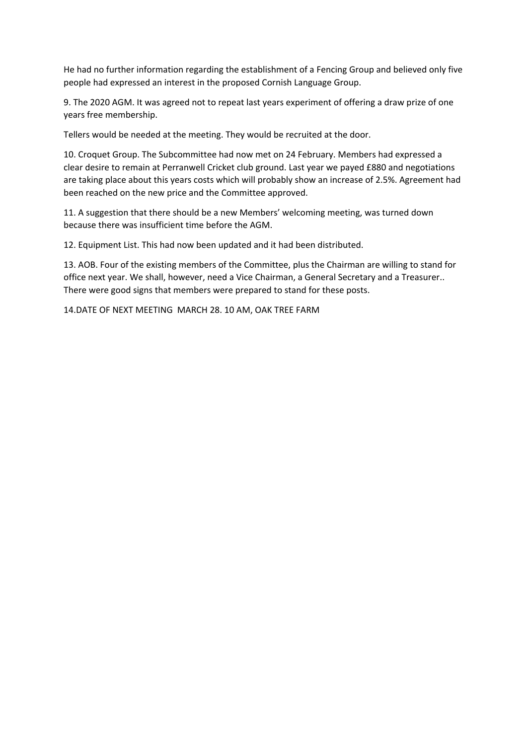He had no further information regarding the establishment of a Fencing Group and believed only five people had expressed an interest in the proposed Cornish Language Group.

9. The 2020 AGM. It was agreed not to repeat last years experiment of offering a draw prize of one years free membership.

Tellers would be needed at the meeting. They would be recruited at the door.

10. Croquet Group. The Subcommittee had now met on 24 February. Members had expressed a clear desire to remain at Perranwell Cricket club ground. Last year we payed £880 and negotiations are taking place about this years costs which will probably show an increase of 2.5%. Agreement had been reached on the new price and the Committee approved.

11. A suggestion that there should be a new Members' welcoming meeting, was turned down because there was insufficient time before the AGM.

12. Equipment List. This had now been updated and it had been distributed.

13. AOB. Four of the existing members of the Committee, plus the Chairman are willing to stand for office next year. We shall, however, need a Vice Chairman, a General Secretary and a Treasurer.. There were good signs that members were prepared to stand for these posts.

14.DATE OF NEXT MEETING MARCH 28. 10 AM, OAK TREE FARM